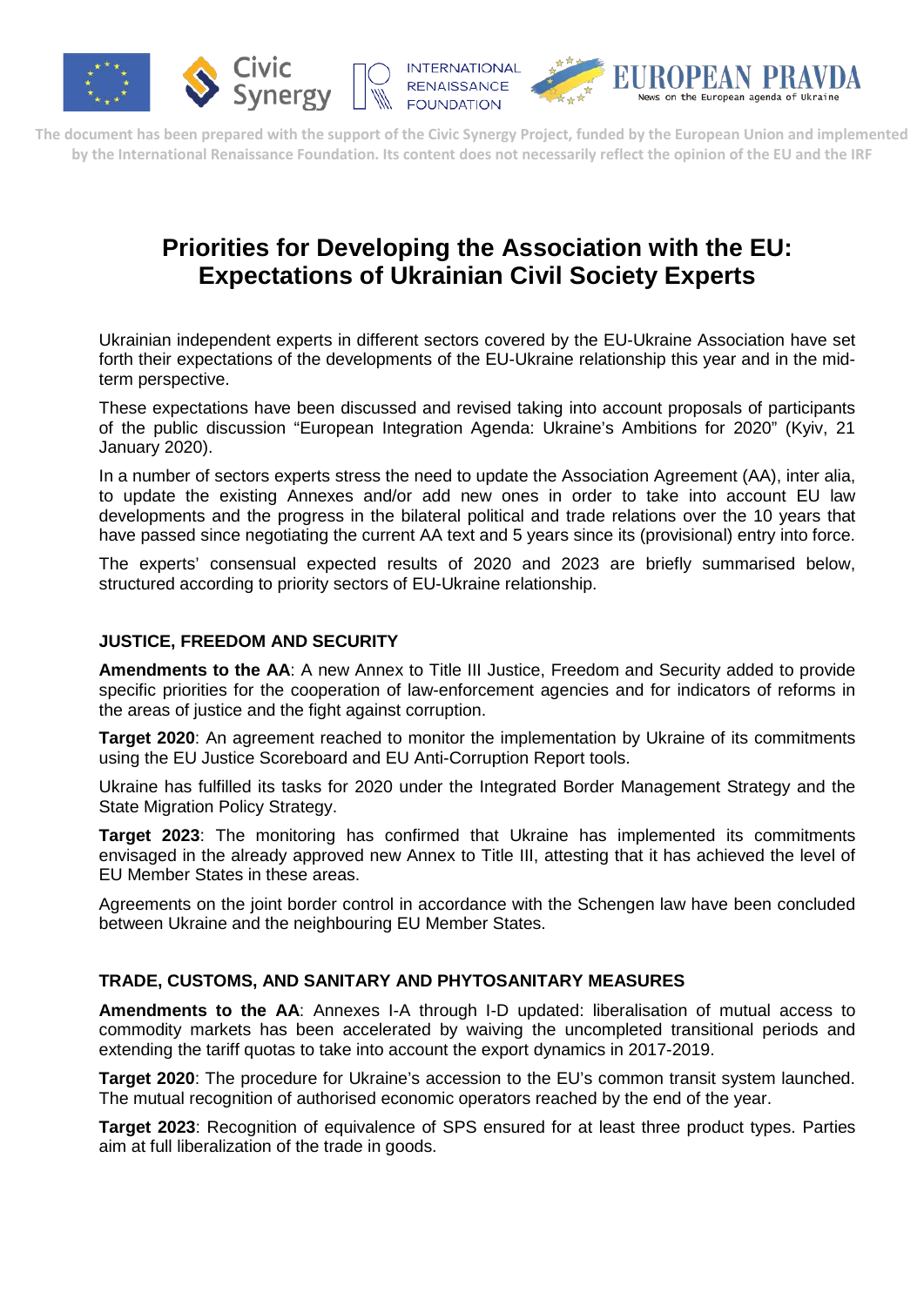The document has been prepared with the support of the Civic Synergy Project, funded by the European Union and implemented by the International Renaissance Foundation. Its content does not necessarily reflect the opinion of the EU and the IRF

# Priorities for Developing the Association with the EU: Expectations of Ukrainian Civil Society Experts

Ukrainian independent experts in different sectors covered by the EU-Ukraine Association have set forth their expectations of the developments of the EU-Ukraine relationship this year and in the mid-term perspective.

These expectations have been discussed and revised taking into account proposals of participants of the public discussion "European Integration Agenda: Ukraine's Ambitions for 2020" (Kyiv, 21 January 2020).

In a number of sectors experts stress the need to update the Association Agreement (AA), inter alia, to update the existing Annexes and/or add new ones in order to take into account EU law developments and the progress in the bilateral political and trade relations over the 10 years that have passed since negotiating the current AA text and 5 years since its (provisional) entry into force.

The experts' consensual expected results of 2020 and 2023 are briefly summarised below, structured according to priority sectors of EU-Ukraine relationship.

## JUSTICE, FREEDOM AND SECURITY

**Amendments to the AA**: A new Annex to Title III Justice, Freedom and Security added to provide specific priorities for the cooperation of law-enforcement agencies and for indicators of reforms in the areas of justice and the fight against corruption.

**Target 2020**: An agreement reached to monitor the implementation by Ukraine of its commitments using the EU Justice Scoreboard and EU Anti-Corruption Report tools.

Ukraine has fulfilled its tasks for 2020 under the Integrated Border Management Strategy and the State Migration Policy Strategy.

**Target 2023**: The monitoring has confirmed that Ukraine has implemented its commitments envisaged in the already approved new Annex to Title III, attesting that it has achieved the level of EU Member States in these areas.

Agreements on the joint border control in accordance with the Schengen law have been concluded between Ukraine and the neighbouring EU Member States.

## TRADE, CUSTOMS, AND SANITARY AND PHYTOSANITARY MEASURES

**Amendments to the AA**: Annexes I-A through I-D updated: liberalisation of mutual access to commodity markets has been accelerated by waiving the uncompleted transitional periods and extending the tariff quotas to take into account the export dynamics in 2017-2019.

**Target 2020**: The procedure for Ukraine's accession to the EU's common transit system launched. The mutual recognition of authorised economic operators reached by the end of the year.

**Target 2023**: Recognition of equivalence of SPS ensured for at least three product types. Parties aim at full liberalization of the trade in goods.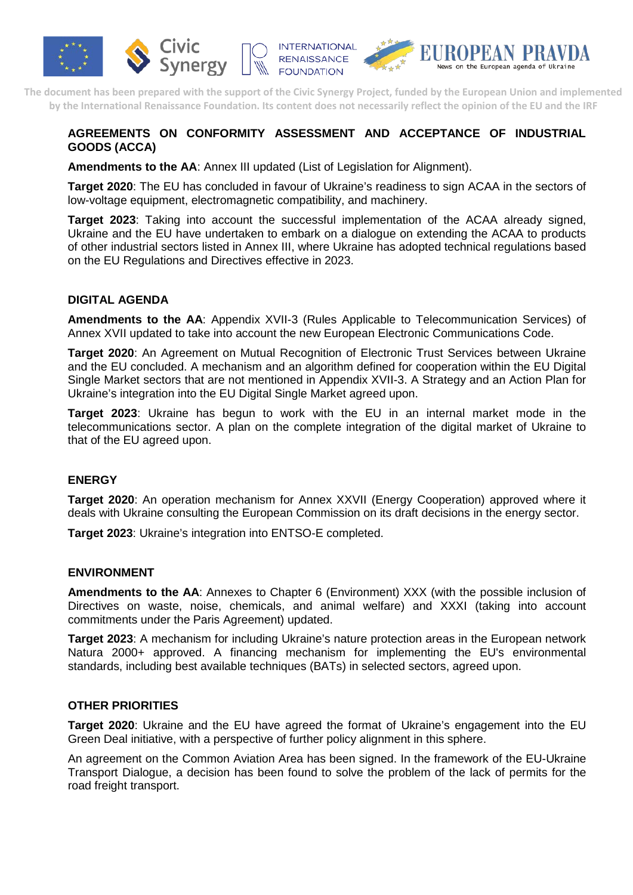### AGREEMENTS ON CONFORMITY ASSESSMENT AND ACCEPTANCE OF INDUSTRIAL GOODS (ACCA)

**Amendments to the AA**: Annex III updated (List of Legislation for Alignment).

**Target 2020**: The EU has concluded in favour of Ukraine's readiness to sign ACAA in the sectors of low-voltage equipment, electromagnetic compatibility, and machinery.

**Target 2023**: Taking into account the successful implementation of the ACAA already signed, Ukraine and the EU have undertaken to embark on a dialogue on extending the ACAA to products of other industrial sectors listed in Annex III, where Ukraine has adopted technical regulations based on the EU Regulations and Directives effective in 2023.

### DIGITAL AGENDA

**Amendments to the AA**: Appendix XVII-3 (Rules Applicable to Telecommunication Services) of Annex XVII updated to take into account the new European Electronic Communications Code.

**Target 2020**: An Agreement on Mutual Recognition of Electronic Trust Services between Ukraine and the EU concluded. A mechanism and an algorithm defined for cooperation within the EU Digital Single Market sectors that are not mentioned in Appendix XVII-3. A Strategy and an Action Plan for Ukraine's integration into the EU Digital Single Market agreed upon.

**Target 2023**: Ukraine has begun to work with the EU in an internal market mode in the telecommunications sector. A plan on the complete integration of the digital market of Ukraine to that of the EU agreed upon.

### ENERGY

**Target 2020**: An operation mechanism for Annex XXVII (Energy Cooperation) approved where it deals with Ukraine consulting the European Commission on its draft decisions in the energy sector.

**Target 2023**: Ukraine's integration into ENTSO-E completed.

### ENVIRONMENT

**Amendments to the AA**: Annexes to Chapter 6 (Environment) XXX (with the possible inclusion of Directives on waste, noise, chemicals, and animal welfare) and XXXI (taking into account commitments under the Paris Agreement) updated.

**Target 2023**: A mechanism for including Ukraine's nature protection areas in the European network Natura 2000+ approved. A financing mechanism for implementing the EU's environmental standards, including best available techniques (BATs) in selected sectors, agreed upon.

### OTHER PRIORITIES

**Target 2020**: Ukraine and the EU have agreed the format of Ukraine's engagement into the EU Green Deal initiative, with a perspective of further policy alignment in this sphere.

An agreement on the Common Aviation Area has been signed. In the framework of the EU-Ukraine Transport Dialogue, a decision has been found to solve the problem of the lack of permits for the road freight transport.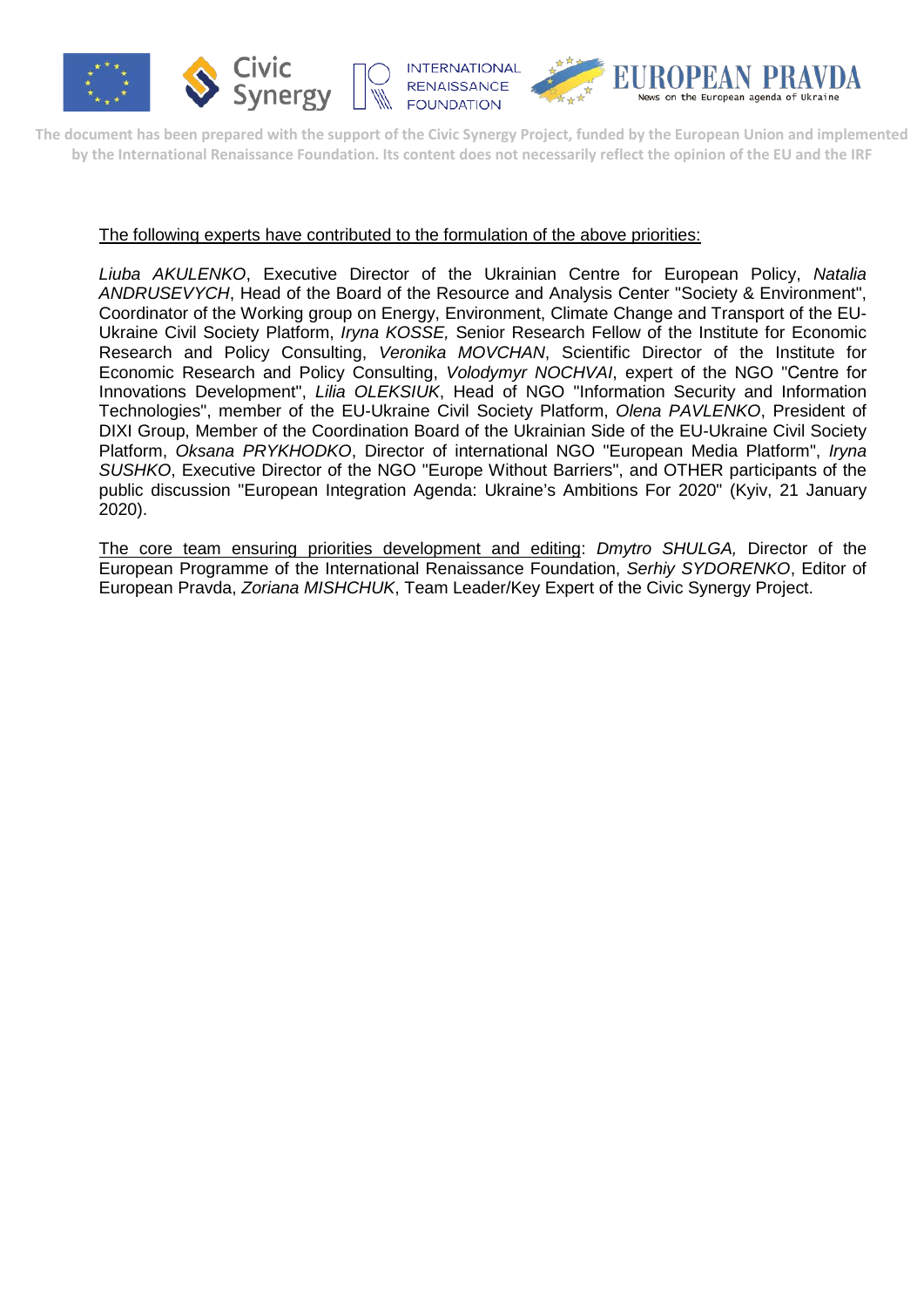The following experts have contributed to the formulation of the above priorities:

*Liuba AKULENKO*, Executive Director of the Ukrainian Centre for European Policy, *Natalia ANDRUSEVYCH*, Head of the Board of the Resource and Analysis Center "Society & Environment", Coordinator of the Working group on Energy, Environment, Climate Change and Transport of the EU-Ukraine Civil Society Platform, *Iryna KOSSE,* Senior Research Fellow of the Institute for Economic Research and Policy Consulting, *Veronika MOVCHAN*, Scientific Director of the Institute for Economic Research and Policy Consulting, *Volodymyr NOCHVAI*, expert of the NGO "Centre for Innovations Development", *Lilia OLEKSIUK*, Head of NGO "Information Security and Information Technologies", member of the EU-Ukraine Civil Society Platform, *Olena PAVLENKO*, President of DIXI Group, Member of the Coordination Board of the Ukrainian Side of the EU-Ukraine Civil Society Platform, *Oksana PRYKHODKO*, Director of international NGO "European Media Platform", *Iryna SUSHKO*, Executive Director of the NGO "Europe Without Barriers", and OTHER participants of the public discussion "European Integration Agenda: Ukraine's Ambitions For 2020" (Kyiv, 21 January 2020).

The core team ensuring priorities development and editing: *Dmytro SHULGA,* Director of the European Programme of the International Renaissance Foundation, *Serhiy SYDORENKO*, Editor of European Pravda, *Zoriana MISHCHUK*, Team Leader/Key Expert of the Civic Synergy Project.